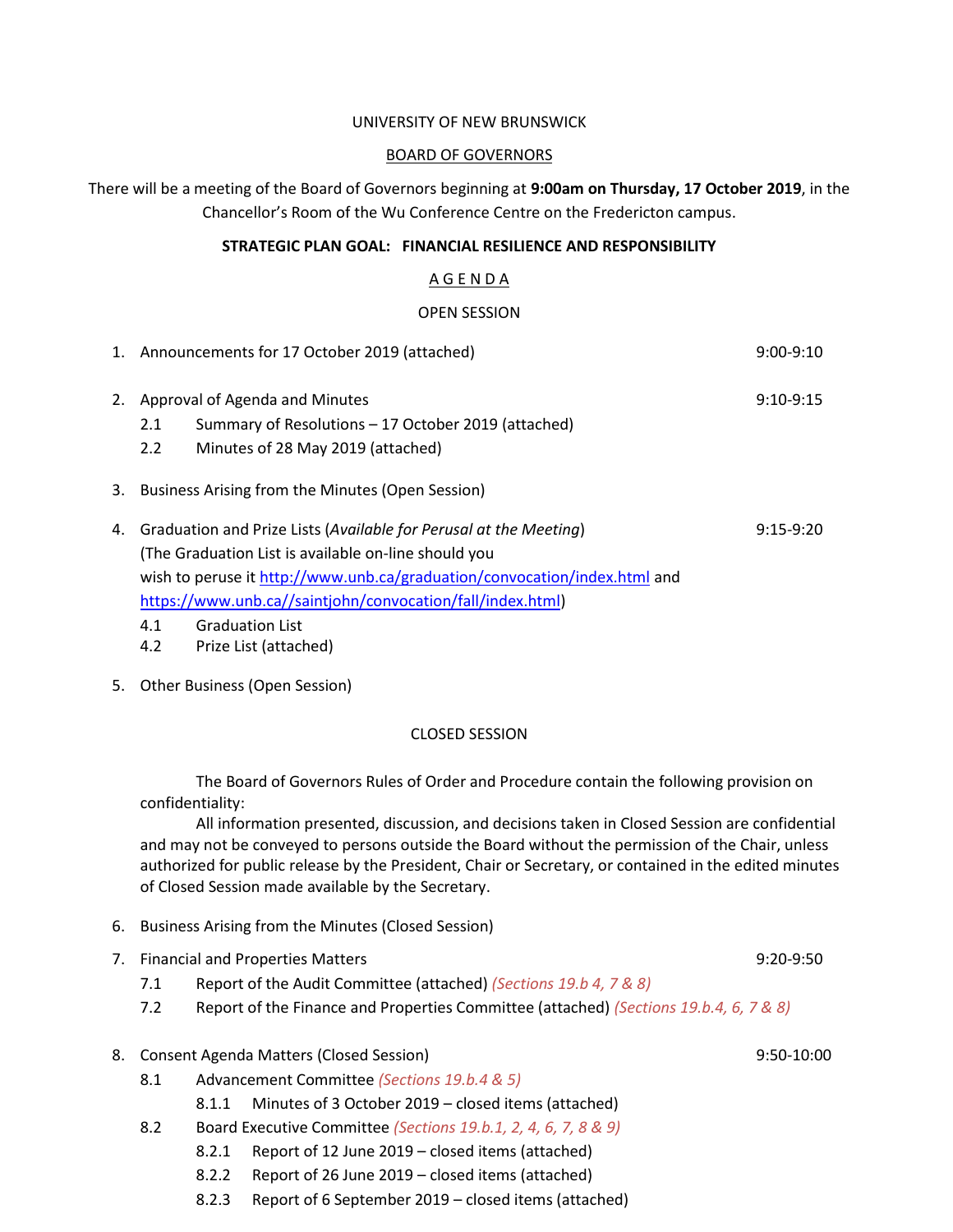UNIVERSITY OF NEW BRUNSWICK

BOARD OF GOVERNORS

There will be a meeting of the Board of Governors beginning at **9:00am on Thursday, 17 October 2019**, in the Chancellor's Room of the Wu Conference Centre on the Fredericton campus.

**STRATEGIC PLAN GOAL: FINANCIAL RESILIENCE AND RESPONSIBILITY**

A G E N D A

OPEN SESSION

1. Announcements for 17 October 2019 (attached) — 9:00-9:10

2. Approval of Agenda and Minutes — 9:10-9:15
   - 2.1 Summary of Resolutions – 17 October 2019 (attached)
   - 2.2 Minutes of 28 May 2019 (attached)

3. Business Arising from the Minutes (Open Session)

4. Graduation and Prize Lists (*Available for Perusal at the Meeting*) — 9:15-9:20
   (The Graduation List is available on-line should you wish to peruse it http://www.unb.ca/graduation/convocation/index.html and https://www.unb.ca//saintjohn/convocation/fall/index.html)
   - 4.1 Graduation List
   - 4.2 Prize List (attached)

5. Other Business (Open Session)

CLOSED SESSION

The Board of Governors Rules of Order and Procedure contain the following provision on confidentiality:

All information presented, discussion, and decisions taken in Closed Session are confidential and may not be conveyed to persons outside the Board without the permission of the Chair, unless authorized for public release by the President, Chair or Secretary, or contained in the edited minutes of Closed Session made available by the Secretary.

6. Business Arising from the Minutes (Closed Session)

7. Financial and Properties Matters — 9:20-9:50
   - 7.1 Report of the Audit Committee (attached) *(Sections 19.b 4, 7 & 8)*
   - 7.2 Report of the Finance and Properties Committee (attached) *(Sections 19.b.4, 6, 7 & 8)*

8. Consent Agenda Matters (Closed Session) — 9:50-10:00
   - 8.1 Advancement Committee *(Sections 19.b.4 & 5)*
     - 8.1.1 Minutes of 3 October 2019 – closed items (attached)
   - 8.2 Board Executive Committee *(Sections 19.b.1, 2, 4, 6, 7, 8 & 9)*
     - 8.2.1 Report of 12 June 2019 – closed items (attached)
     - 8.2.2 Report of 26 June 2019 – closed items (attached)
     - 8.2.3 Report of 6 September 2019 – closed items (attached)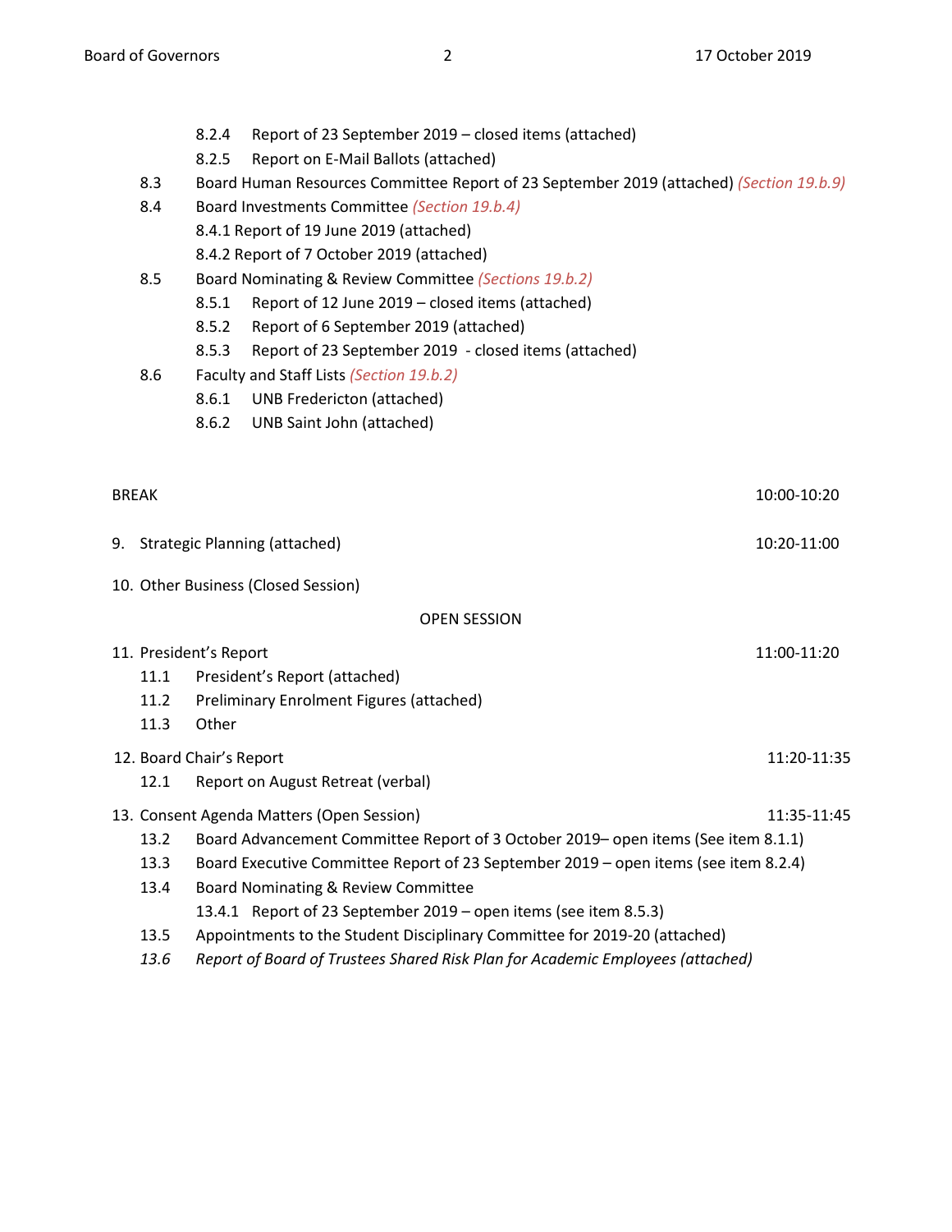- 8.2.4 Report of 23 September 2019 – closed items (attached)
- 8.2.5 Report on E-Mail Ballots (attached)

8.3 Board Human Resources Committee Report of 23 September 2019 (attached) *(Section 19.b.9)*

8.4 Board Investments Committee *(Section 19.b.4)*

- 8.4.1 Report of 19 June 2019 (attached)
- 8.4.2 Report of 7 October 2019 (attached)

8.5 Board Nominating & Review Committee *(Sections 19.b.2)*

- 8.5.1 Report of 12 June 2019 – closed items (attached)
- 8.5.2 Report of 6 September 2019 (attached)
- 8.5.3 Report of 23 September 2019 - closed items (attached)

8.6 Faculty and Staff Lists *(Section 19.b.2)*

- 8.6.1 UNB Fredericton (attached)
- 8.6.2 UNB Saint John (attached)

BREAK — 10:00-10:20

9. Strategic Planning (attached) — 10:20-11:00

10. Other Business (Closed Session)

OPEN SESSION

11. President's Report — 11:00-11:20
    - 11.1 President's Report (attached)
    - 11.2 Preliminary Enrolment Figures (attached)
    - 11.3 Other

12. Board Chair's Report — 11:20-11:35
    - 12.1 Report on August Retreat (verbal)

13. Consent Agenda Matters (Open Session) — 11:35-11:45
    - 13.2 Board Advancement Committee Report of 3 October 2019– open items (See item 8.1.1)
    - 13.3 Board Executive Committee Report of 23 September 2019 – open items (see item 8.2.4)
    - 13.4 Board Nominating & Review Committee
      - 13.4.1 Report of 23 September 2019 – open items (see item 8.5.3)
    - 13.5 Appointments to the Student Disciplinary Committee for 2019-20 (attached)
    - *13.6 Report of Board of Trustees Shared Risk Plan for Academic Employees (attached)*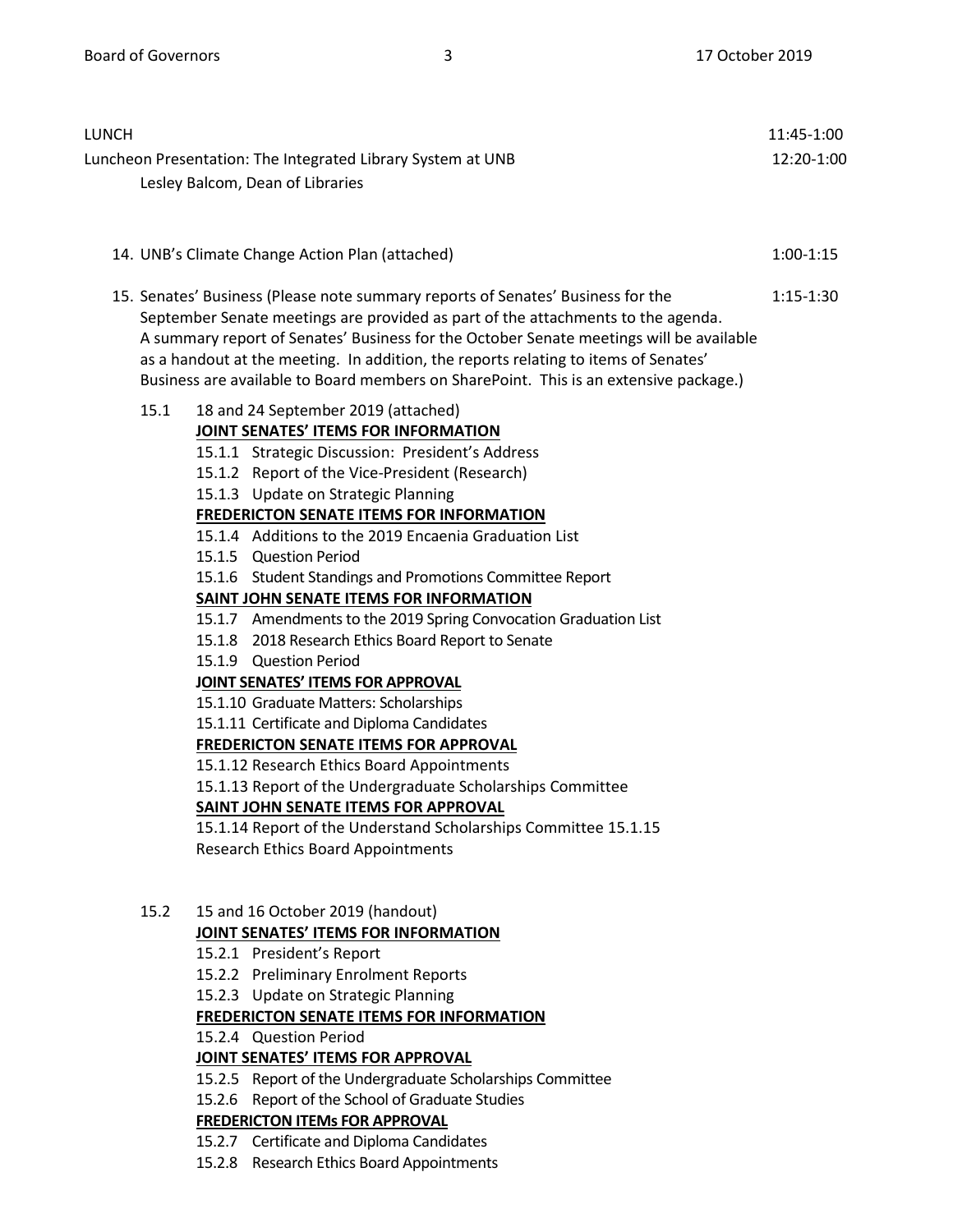LUNCH 11:45-1:00

Luncheon Presentation: The Integrated Library System at UNB 12:20-1:00

Lesley Balcom, Dean of Libraries

14. UNB's Climate Change Action Plan (attached) 1:00-1:15

15. Senates' Business (Please note summary reports of Senates' Business for the September Senate meetings are provided as part of the attachments to the agenda. A summary report of Senates' Business for the October Senate meetings will be available as a handout at the meeting. In addition, the reports relating to items of Senates' Business are available to Board members on SharePoint. This is an extensive package.) 1:15-1:30

15.1 18 and 24 September 2019 (attached)

**JOINT SENATES' ITEMS FOR INFORMATION**

15.1.1 Strategic Discussion: President's Address

15.1.2 Report of the Vice-President (Research)

15.1.3 Update on Strategic Planning

**FREDERICTON SENATE ITEMS FOR INFORMATION**

15.1.4 Additions to the 2019 Encaenia Graduation List

15.1.5 Question Period

15.1.6 Student Standings and Promotions Committee Report

**SAINT JOHN SENATE ITEMS FOR INFORMATION**

15.1.7 Amendments to the 2019 Spring Convocation Graduation List

15.1.8 2018 Research Ethics Board Report to Senate

15.1.9 Question Period

**JOINT SENATES' ITEMS FOR APPROVAL**

15.1.10 Graduate Matters: Scholarships

15.1.11 Certificate and Diploma Candidates

**FREDERICTON SENATE ITEMS FOR APPROVAL**

15.1.12 Research Ethics Board Appointments

15.1.13 Report of the Undergraduate Scholarships Committee

**SAINT JOHN SENATE ITEMS FOR APPROVAL**

15.1.14 Report of the Understand Scholarships Committee 15.1.15 Research Ethics Board Appointments

15.2 15 and 16 October 2019 (handout)

**JOINT SENATES' ITEMS FOR INFORMATION**

15.2.1 President's Report

15.2.2 Preliminary Enrolment Reports

15.2.3 Update on Strategic Planning

**FREDERICTON SENATE ITEMS FOR INFORMATION**

15.2.4 Question Period

**JOINT SENATES' ITEMS FOR APPROVAL**

15.2.5 Report of the Undergraduate Scholarships Committee

15.2.6 Report of the School of Graduate Studies

**FREDERICTON ITEMs FOR APPROVAL**

15.2.7 Certificate and Diploma Candidates

15.2.8 Research Ethics Board Appointments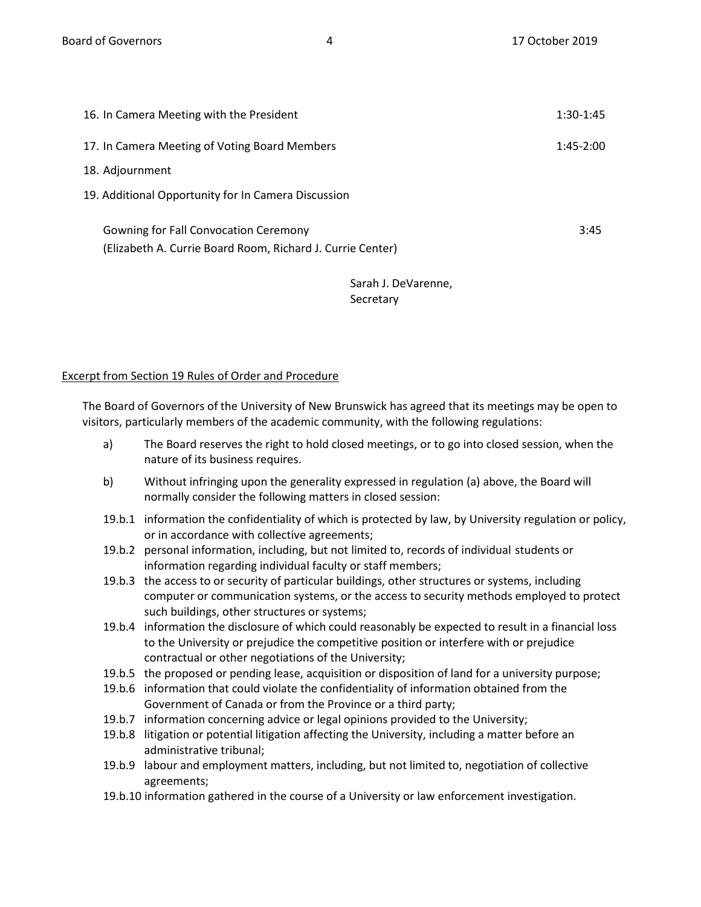16. In Camera Meeting with the President 1:30-1:45

17. In Camera Meeting of Voting Board Members 1:45-2:00

18. Adjournment

19. Additional Opportunity for In Camera Discussion

Gowning for Fall Convocation Ceremony 3:45
(Elizabeth A. Currie Board Room, Richard J. Currie Center)

Sarah J. DeVarenne,
Secretary

Excerpt from Section 19 Rules of Order and Procedure

The Board of Governors of the University of New Brunswick has agreed that its meetings may be open to visitors, particularly members of the academic community, with the following regulations:

a) The Board reserves the right to hold closed meetings, or to go into closed session, when the nature of its business requires.

b) Without infringing upon the generality expressed in regulation (a) above, the Board will normally consider the following matters in closed session:

19.b.1 information the confidentiality of which is protected by law, by University regulation or policy, or in accordance with collective agreements;

19.b.2 personal information, including, but not limited to, records of individual students or information regarding individual faculty or staff members;

19.b.3 the access to or security of particular buildings, other structures or systems, including computer or communication systems, or the access to security methods employed to protect such buildings, other structures or systems;

19.b.4 information the disclosure of which could reasonably be expected to result in a financial loss to the University or prejudice the competitive position or interfere with or prejudice contractual or other negotiations of the University;

19.b.5 the proposed or pending lease, acquisition or disposition of land for a university purpose;

19.b.6 information that could violate the confidentiality of information obtained from the Government of Canada or from the Province or a third party;

19.b.7 information concerning advice or legal opinions provided to the University;

19.b.8 litigation or potential litigation affecting the University, including a matter before an administrative tribunal;

19.b.9 labour and employment matters, including, but not limited to, negotiation of collective agreements;

19.b.10 information gathered in the course of a University or law enforcement investigation.